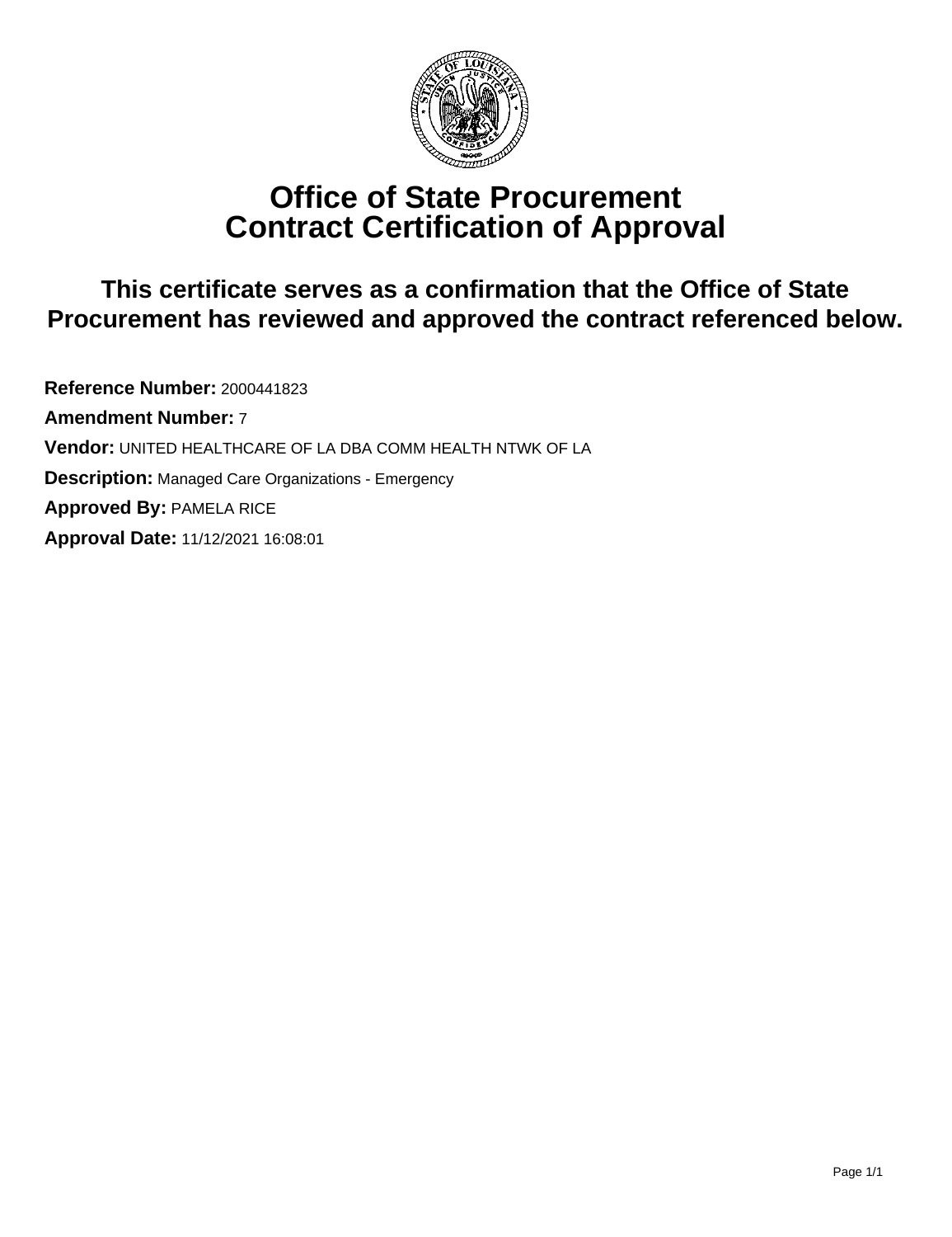# Office of State Procurement
# Contract Certification of Approval

## This certificate serves as a confirmation that the Office of State Procurement has reviewed and approved the contract referenced below.

**Reference Number:** 2000441823

**Amendment Number:** 7

**Vendor:** UNITED HEALTHCARE OF LA DBA COMM HEALTH NTWK OF LA

**Description:** Managed Care Organizations - Emergency

**Approved By:** PAMELA RICE

**Approval Date:** 11/12/2021 16:08:01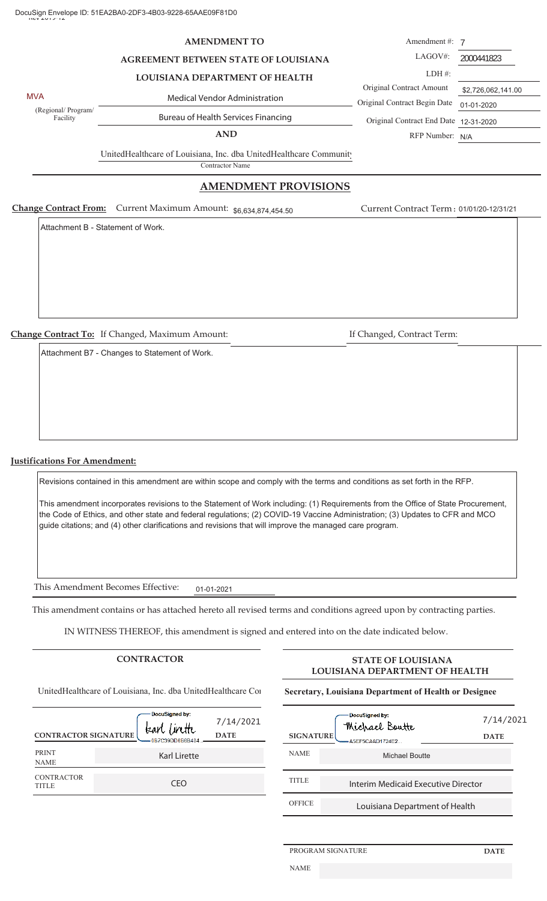DocuSign Envelope ID: 51EA2BA0-2DF3-4B03-9228-65AAE09F81D0

# AMENDMENT TO AGREEMENT BETWEEN STATE OF LOUISIANA LOUISIANA DEPARTMENT OF HEALTH

| | |
|---|---|
| Amendment #: | 7 |
| LAGOV#: | 2000441823 |
| LDH #: | |
| Original Contract Amount | $2,726,062,141.00 |
| Original Contract Begin Date | 01-01-2020 |
| Original Contract End Date | 12-31-2020 |
| RFP Number: | N/A |

MVA — Medical Vendor Administration (Regional/ Program/ Facility)

Bureau of Health Services Financing

**AND**

UnitedHealthcare of Louisiana, Inc. dba UnitedHealthcare Community
Contractor Name

## AMENDMENT PROVISIONS

**Change Contract From:** Current Maximum Amount: $6,634,874,454.50 — Current Contract Term: 01/01/20-12/31/21

Attachment B - Statement of Work.

**Change Contract To:** If Changed, Maximum Amount: — If Changed, Contract Term:

Attachment B7 - Changes to Statement of Work.

**Justifications For Amendment:**

Revisions contained in this amendment are within scope and comply with the terms and conditions as set forth in the RFP.

This amendment incorporates revisions to the Statement of Work including: (1) Requirements from the Office of State Procurement, the Code of Ethics, and other state and federal regulations; (2) COVID-19 Vaccine Administration; (3) Updates to CFR and MCO guide citations; and (4) other clarifications and revisions that will improve the managed care program.

This Amendment Becomes Effective: 01-01-2021

This amendment contains or has attached hereto all revised terms and conditions agreed upon by contracting parties.

IN WITNESS THEREOF, this amendment is signed and entered into on the date indicated below.

| CONTRACTOR | | STATE OF LOUISIANA LOUISIANA DEPARTMENT OF HEALTH | |
|---|---|---|---|
| UnitedHealthcare of Louisiana, Inc. dba UnitedHealthcare Co | | Secretary, Louisiana Department of Health or Designee | |
| CONTRACTOR SIGNATURE | DocuSigned by: Karl Lirette 0B7C39DD8B6B404... — DATE 7/14/2021 | SIGNATURE | DocuSigned by: Michael Boutte A5EF5CAAD1724E2... — DATE 7/14/2021 |
| PRINT NAME | Karl Lirette | NAME | Michael Boutte |
| CONTRACTOR TITLE | CEO | TITLE | Interim Medicaid Executive Director |
| | | OFFICE | Louisiana Department of Health |

PROGRAM SIGNATURE — DATE

NAME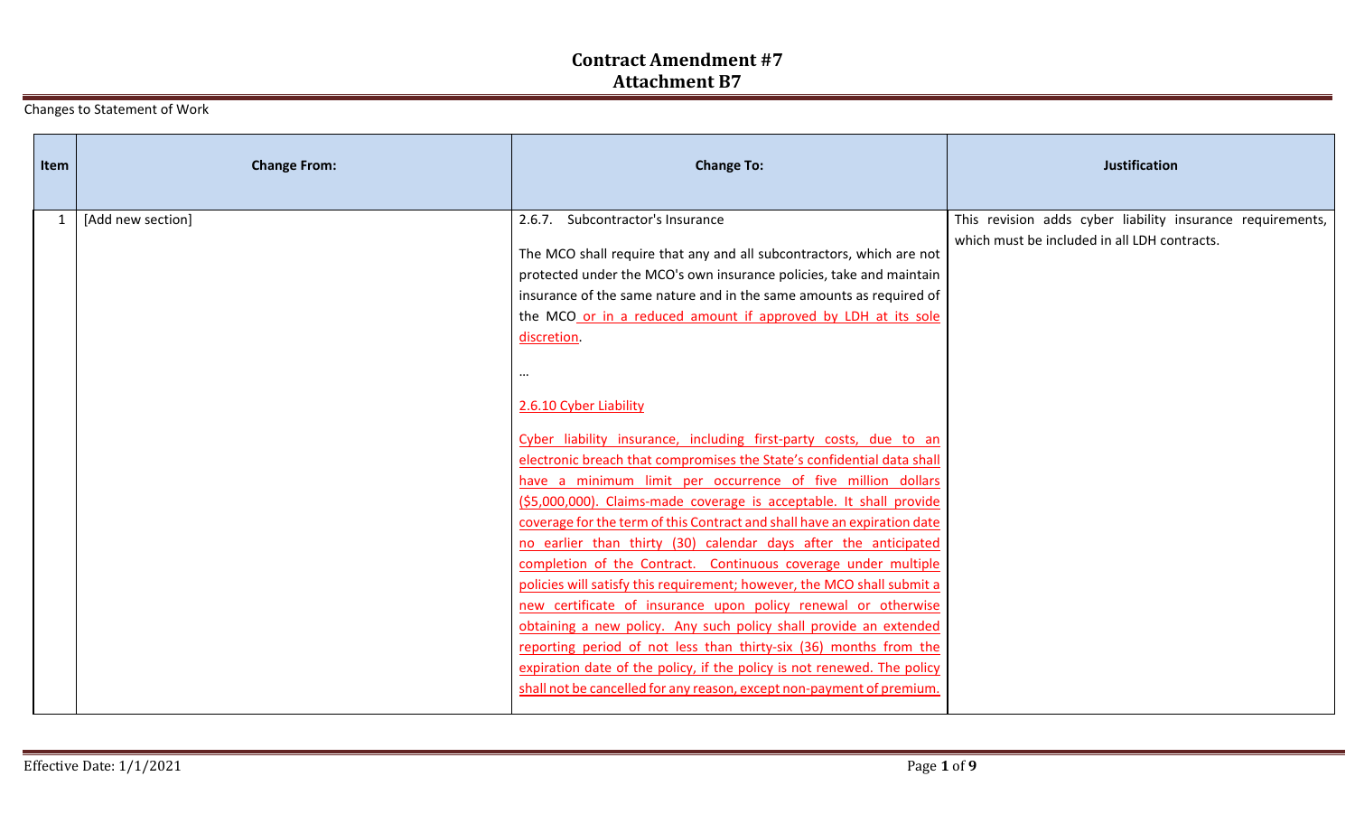# Contract Amendment #7
## Attachment B7

Changes to Statement of Work

| Item | Change From: | Change To: | Justification |
|---|---|---|---|
| 1 | [Add new section] | 2.6.7. Subcontractor's Insurance<br><br>The MCO shall require that any and all subcontractors, which are not protected under the MCO's own insurance policies, take and maintain insurance of the same nature and in the same amounts as required of the MCO or in a reduced amount if approved by LDH at its sole discretion.<br><br>…<br><br>2.6.10 Cyber Liability<br><br>Cyber liability insurance, including first-party costs, due to an electronic breach that compromises the State's confidential data shall have a minimum limit per occurrence of five million dollars ($5,000,000). Claims-made coverage is acceptable. It shall provide coverage for the term of this Contract and shall have an expiration date no earlier than thirty (30) calendar days after the anticipated completion of the Contract. Continuous coverage under multiple policies will satisfy this requirement; however, the MCO shall submit a new certificate of insurance upon policy renewal or otherwise obtaining a new policy. Any such policy shall provide an extended reporting period of not less than thirty-six (36) months from the expiration date of the policy, if the policy is not renewed. The policy shall not be cancelled for any reason, except non-payment of premium. | This revision adds cyber liability insurance requirements, which must be included in all LDH contracts. |

Effective Date: 1/1/2021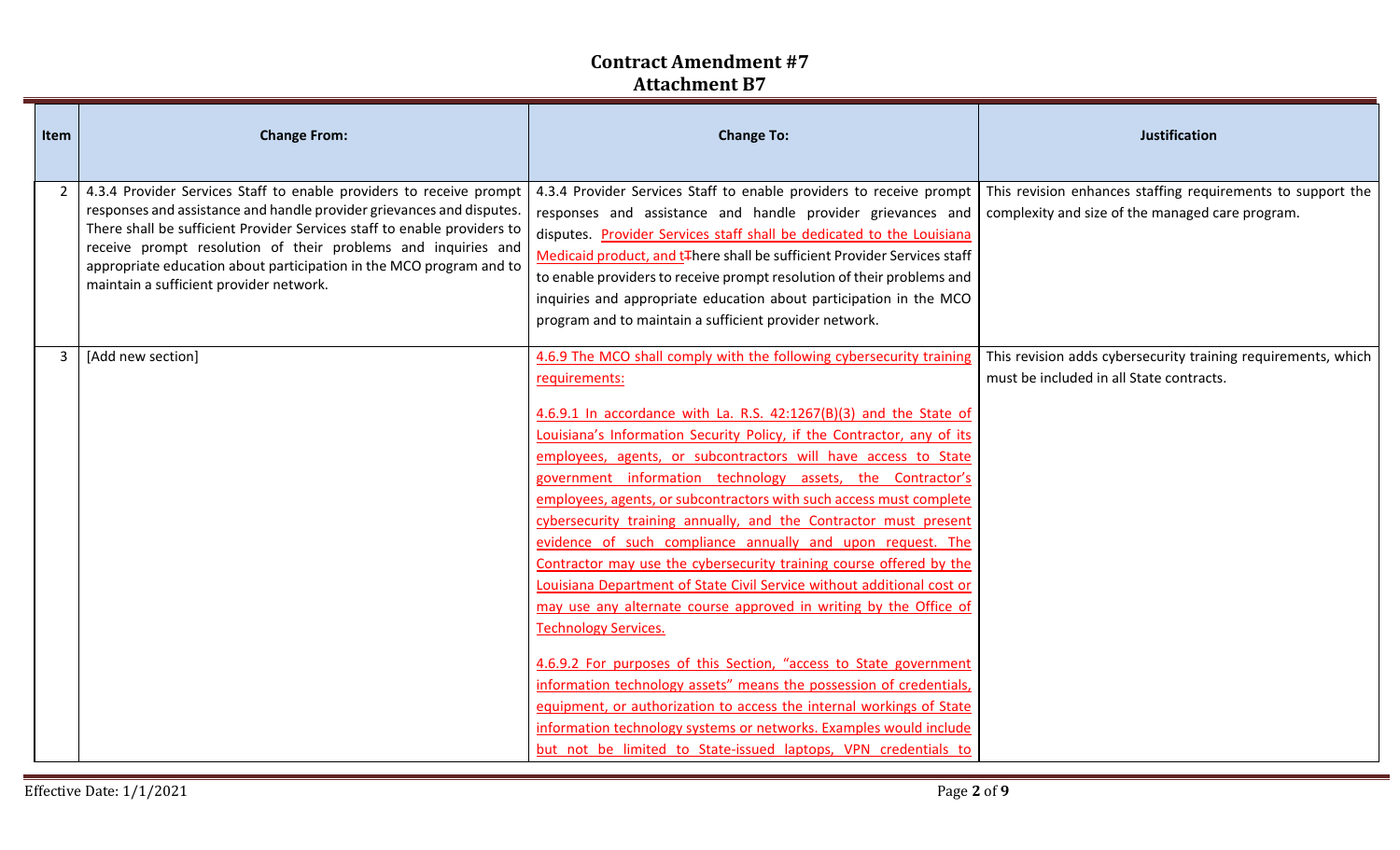# Contract Amendment #7
## Attachment B7

| Item | Change From: | Change To: | Justification |
|---|---|---|---|
| 2 | 4.3.4 Provider Services Staff to enable providers to receive prompt responses and assistance and handle provider grievances and disputes. There shall be sufficient Provider Services staff to enable providers to receive prompt resolution of their problems and inquiries and appropriate education about participation in the MCO program and to maintain a sufficient provider network. | 4.3.4 Provider Services Staff to enable providers to receive prompt responses and assistance and handle provider grievances and disputes. Provider Services staff shall be dedicated to the Louisiana Medicaid product, and t~~T~~here shall be sufficient Provider Services staff to enable providers to receive prompt resolution of their problems and inquiries and appropriate education about participation in the MCO program and to maintain a sufficient provider network. | This revision enhances staffing requirements to support the complexity and size of the managed care program. |
| 3 | [Add new section] | 4.6.9 The MCO shall comply with the following cybersecurity training requirements:<br><br>4.6.9.1 In accordance with La. R.S. 42:1267(B)(3) and the State of Louisiana's Information Security Policy, if the Contractor, any of its employees, agents, or subcontractors will have access to State government information technology assets, the Contractor's employees, agents, or subcontractors with such access must complete cybersecurity training annually, and the Contractor must present evidence of such compliance annually and upon request. The Contractor may use the cybersecurity training course offered by the Louisiana Department of State Civil Service without additional cost or may use any alternate course approved in writing by the Office of Technology Services.<br><br>4.6.9.2 For purposes of this Section, "access to State government information technology assets" means the possession of credentials, equipment, or authorization to access the internal workings of State information technology systems or networks. Examples would include but not be limited to State-issued laptops, VPN credentials to | This revision adds cybersecurity training requirements, which must be included in all State contracts. |

Effective Date: 1/1/2021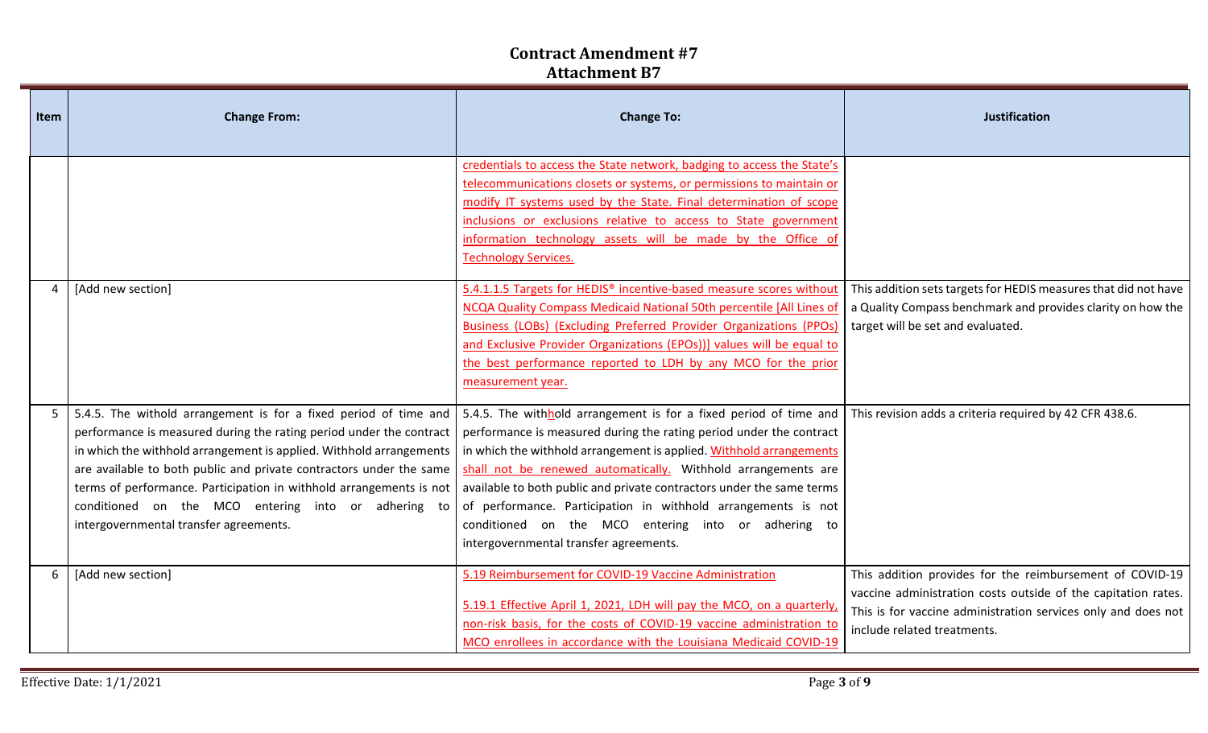# Contract Amendment #7
## Attachment B7

| Item | Change From: | Change To: | Justification |
|---|---|---|---|
| | | credentials to access the State network, badging to access the State's telecommunications closets or systems, or permissions to maintain or modify IT systems used by the State. Final determination of scope inclusions or exclusions relative to access to State government information technology assets will be made by the Office of Technology Services. | |
| 4 | [Add new section] | 5.4.1.1.5 Targets for HEDIS® incentive-based measure scores without NCQA Quality Compass Medicaid National 50th percentile [All Lines of Business (LOBs) (Excluding Preferred Provider Organizations (PPOs) and Exclusive Provider Organizations (EPOs))] values will be equal to the best performance reported to LDH by any MCO for the prior measurement year. | This addition sets targets for HEDIS measures that did not have a Quality Compass benchmark and provides clarity on how the target will be set and evaluated. |
| 5 | 5.4.5. The withold arrangement is for a fixed period of time and performance is measured during the rating period under the contract in which the withhold arrangement is applied. Withhold arrangements are available to both public and private contractors under the same terms of performance. Participation in withhold arrangements is not conditioned on the MCO entering into or adhering to intergovernmental transfer agreements. | 5.4.5. The withhold arrangement is for a fixed period of time and performance is measured during the rating period under the contract in which the withhold arrangement is applied. Withhold arrangements shall not be renewed automatically. Withhold arrangements are available to both public and private contractors under the same terms of performance. Participation in withhold arrangements is not conditioned on the MCO entering into or adhering to intergovernmental transfer agreements. | This revision adds a criteria required by 42 CFR 438.6. |
| 6 | [Add new section] | 5.19 Reimbursement for COVID-19 Vaccine Administration<br><br>5.19.1 Effective April 1, 2021, LDH will pay the MCO, on a quarterly, non-risk basis, for the costs of COVID-19 vaccine administration to MCO enrollees in accordance with the Louisiana Medicaid COVID-19 | This addition provides for the reimbursement of COVID-19 vaccine administration costs outside of the capitation rates. This is for vaccine administration services only and does not include related treatments. |

Effective Date: 1/1/2021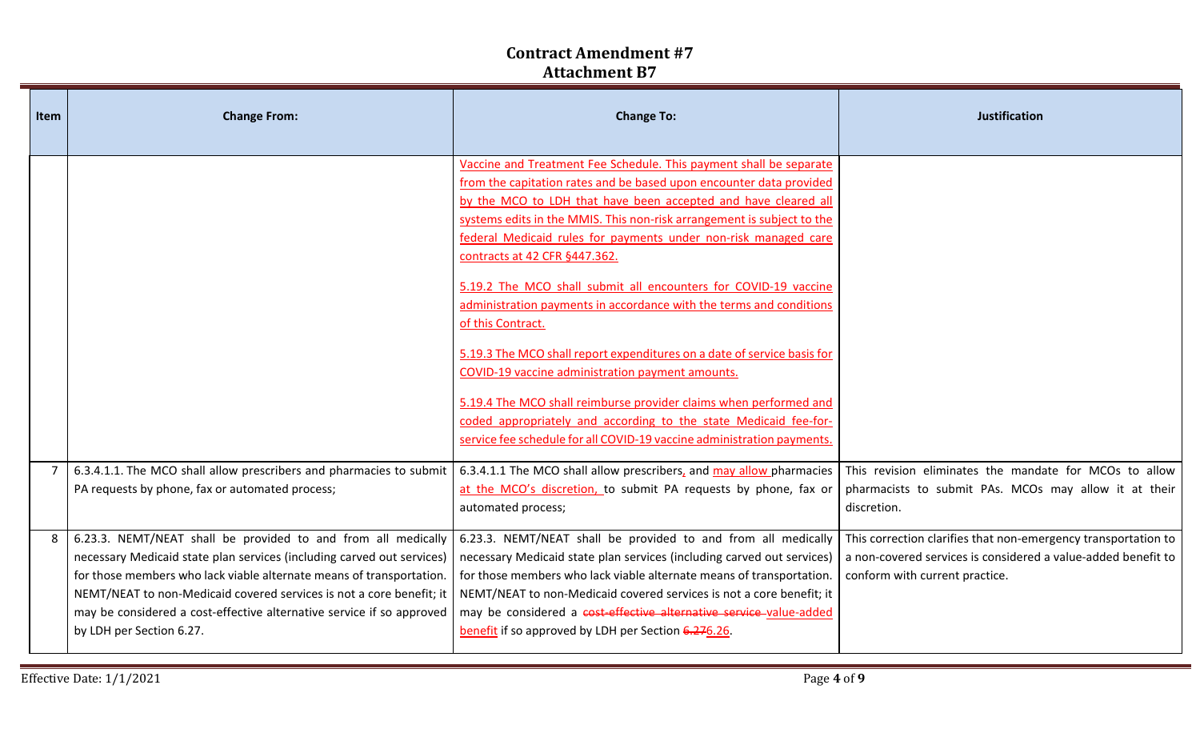# Contract Amendment #7
## Attachment B7

| Item | Change From: | Change To: | Justification |
|---|---|---|---|
| | | Vaccine and Treatment Fee Schedule. This payment shall be separate from the capitation rates and be based upon encounter data provided by the MCO to LDH that have been accepted and have cleared all systems edits in the MMIS. This non-risk arrangement is subject to the federal Medicaid rules for payments under non-risk managed care contracts at 42 CFR §447.362.<br><br>5.19.2 The MCO shall submit all encounters for COVID-19 vaccine administration payments in accordance with the terms and conditions of this Contract.<br><br>5.19.3 The MCO shall report expenditures on a date of service basis for COVID-19 vaccine administration payment amounts.<br><br>5.19.4 The MCO shall reimburse provider claims when performed and coded appropriately and according to the state Medicaid fee-for-service fee schedule for all COVID-19 vaccine administration payments. | |
| 7 | 6.3.4.1.1. The MCO shall allow prescribers and pharmacies to submit PA requests by phone, fax or automated process; | 6.3.4.1.1 The MCO shall allow prescribers, and may allow pharmacies at the MCO's discretion, to submit PA requests by phone, fax or automated process; | This revision eliminates the mandate for MCOs to allow pharmacists to submit PAs. MCOs may allow it at their discretion. |
| 8 | 6.23.3. NEMT/NEAT shall be provided to and from all medically necessary Medicaid state plan services (including carved out services) for those members who lack viable alternate means of transportation. NEMT/NEAT to non-Medicaid covered services is not a core benefit; it may be considered a cost-effective alternative service if so approved by LDH per Section 6.27. | 6.23.3. NEMT/NEAT shall be provided to and from all medically necessary Medicaid state plan services (including carved out services) for those members who lack viable alternate means of transportation. NEMT/NEAT to non-Medicaid covered services is not a core benefit; it may be considered a ~~cost-effective alternative service~~ value-added benefit if so approved by LDH per Section ~~6.27~~6.26. | This correction clarifies that non-emergency transportation to a non-covered services is considered a value-added benefit to conform with current practice. |

Effective Date: 1/1/2021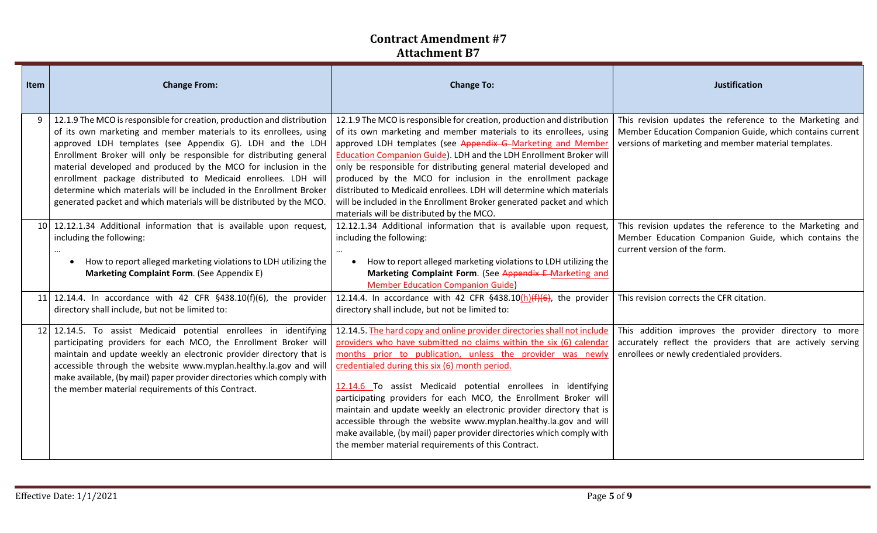# Contract Amendment #7

## Attachment B7

| Item | Change From: | Change To: | Justification |
|---|---|---|---|
| 9 | 12.1.9 The MCO is responsible for creation, production and distribution of its own marketing and member materials to its enrollees, using approved LDH templates (see Appendix G). LDH and the LDH Enrollment Broker will only be responsible for distributing general material developed and produced by the MCO for inclusion in the enrollment package distributed to Medicaid enrollees. LDH will determine which materials will be included in the Enrollment Broker generated packet and which materials will be distributed by the MCO. | 12.1.9 The MCO is responsible for creation, production and distribution of its own marketing and member materials to its enrollees, using approved LDH templates (see ~~Appendix G~~ Marketing and Member Education Companion Guide). LDH and the LDH Enrollment Broker will only be responsible for distributing general material developed and produced by the MCO for inclusion in the enrollment package distributed to Medicaid enrollees. LDH will determine which materials will be included in the Enrollment Broker generated packet and which materials will be distributed by the MCO. | This revision updates the reference to the Marketing and Member Education Companion Guide, which contains current versions of marketing and member material templates. |
| 10 | 12.12.1.34 Additional information that is available upon request, including the following: … • How to report alleged marketing violations to LDH utilizing the **Marketing Complaint Form**. (See Appendix E) | 12.12.1.34 Additional information that is available upon request, including the following: … • How to report alleged marketing violations to LDH utilizing the **Marketing Complaint Form**. (See ~~Appendix E~~ Marketing and Member Education Companion Guide) | This revision updates the reference to the Marketing and Member Education Companion Guide, which contains the current version of the form. |
| 11 | 12.14.4. In accordance with 42 CFR §438.10(f)(6), the provider directory shall include, but not be limited to: | 12.14.4. In accordance with 42 CFR §438.10(h)~~(f)(6)~~, the provider directory shall include, but not be limited to: | This revision corrects the CFR citation. |
| 12 | 12.14.5. To assist Medicaid potential enrollees in identifying participating providers for each MCO, the Enrollment Broker will maintain and update weekly an electronic provider directory that is accessible through the website www.myplan.healthy.la.gov and will make available, (by mail) paper provider directories which comply with the member material requirements of this Contract. | 12.14.5. The hard copy and online provider directories shall not include providers who have submitted no claims within the six (6) calendar months prior to publication, unless the provider was newly credentialed during this six (6) month period. <br><br> 12.14.6 To assist Medicaid potential enrollees in identifying participating providers for each MCO, the Enrollment Broker will maintain and update weekly an electronic provider directory that is accessible through the website www.myplan.healthy.la.gov and will make available, (by mail) paper provider directories which comply with the member material requirements of this Contract. | This addition improves the provider directory to more accurately reflect the providers that are actively serving enrollees or newly credentialed providers. |

Effective Date: 1/1/2021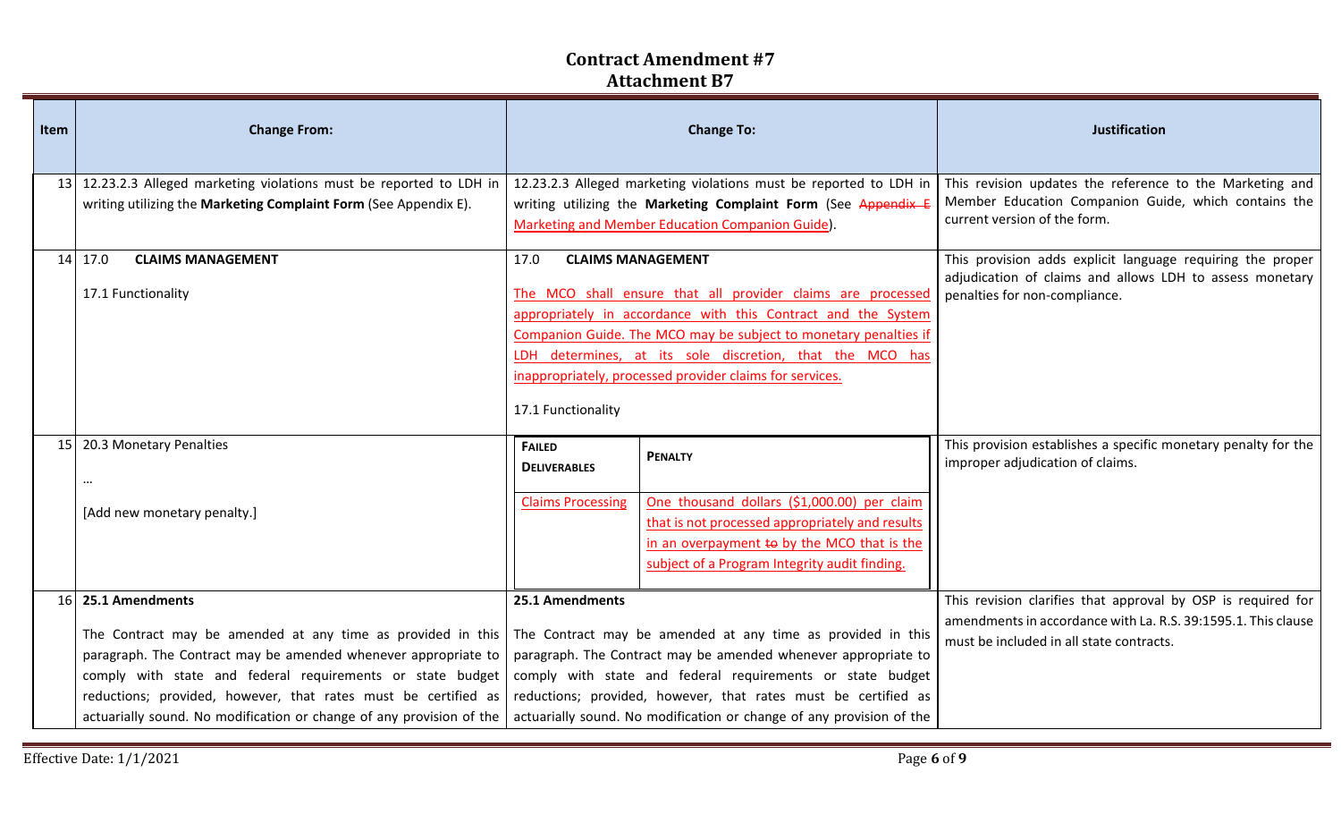# Contract Amendment #7
## Attachment B7

| Item | Change From: | Change To: | Justification |
|---|---|---|---|
| 13 | 12.23.2.3 Alleged marketing violations must be reported to LDH in writing utilizing the **Marketing Complaint Form** (See Appendix E). | 12.23.2.3 Alleged marketing violations must be reported to LDH in writing utilizing the **Marketing Complaint Form** (See ~~Appendix E~~ Marketing and Member Education Companion Guide). | This revision updates the reference to the Marketing and Member Education Companion Guide, which contains the current version of the form. |
| 14 | 17.0 **CLAIMS MANAGEMENT**<br><br>17.1 Functionality | 17.0 **CLAIMS MANAGEMENT**<br><br>The MCO shall ensure that all provider claims are processed appropriately in accordance with this Contract and the System Companion Guide. The MCO may be subject to monetary penalties if LDH determines, at its sole discretion, that the MCO has inappropriately, processed provider claims for services.<br><br>17.1 Functionality | This provision adds explicit language requiring the proper adjudication of claims and allows LDH to assess monetary penalties for non-compliance. |
| 15 | 20.3 Monetary Penalties<br><br>…<br><br>[Add new monetary penalty.] | **FAILED DELIVERABLES** — **PENALTY**<br><br>Claims Processing — One thousand dollars ($1,000.00) per claim that is not processed appropriately and results in an overpayment ~~to~~ by the MCO that is the subject of a Program Integrity audit finding. | This provision establishes a specific monetary penalty for the improper adjudication of claims. |
| 16 | **25.1 Amendments**<br><br>The Contract may be amended at any time as provided in this paragraph. The Contract may be amended whenever appropriate to comply with state and federal requirements or state budget reductions; provided, however, that rates must be certified as actuarially sound. No modification or change of any provision of the | **25.1 Amendments**<br><br>The Contract may be amended at any time as provided in this paragraph. The Contract may be amended whenever appropriate to comply with state and federal requirements or state budget reductions; provided, however, that rates must be certified as actuarially sound. No modification or change of any provision of the | This revision clarifies that approval by OSP is required for amendments in accordance with La. R.S. 39:1595.1. This clause must be included in all state contracts. |

Effective Date: 1/1/2021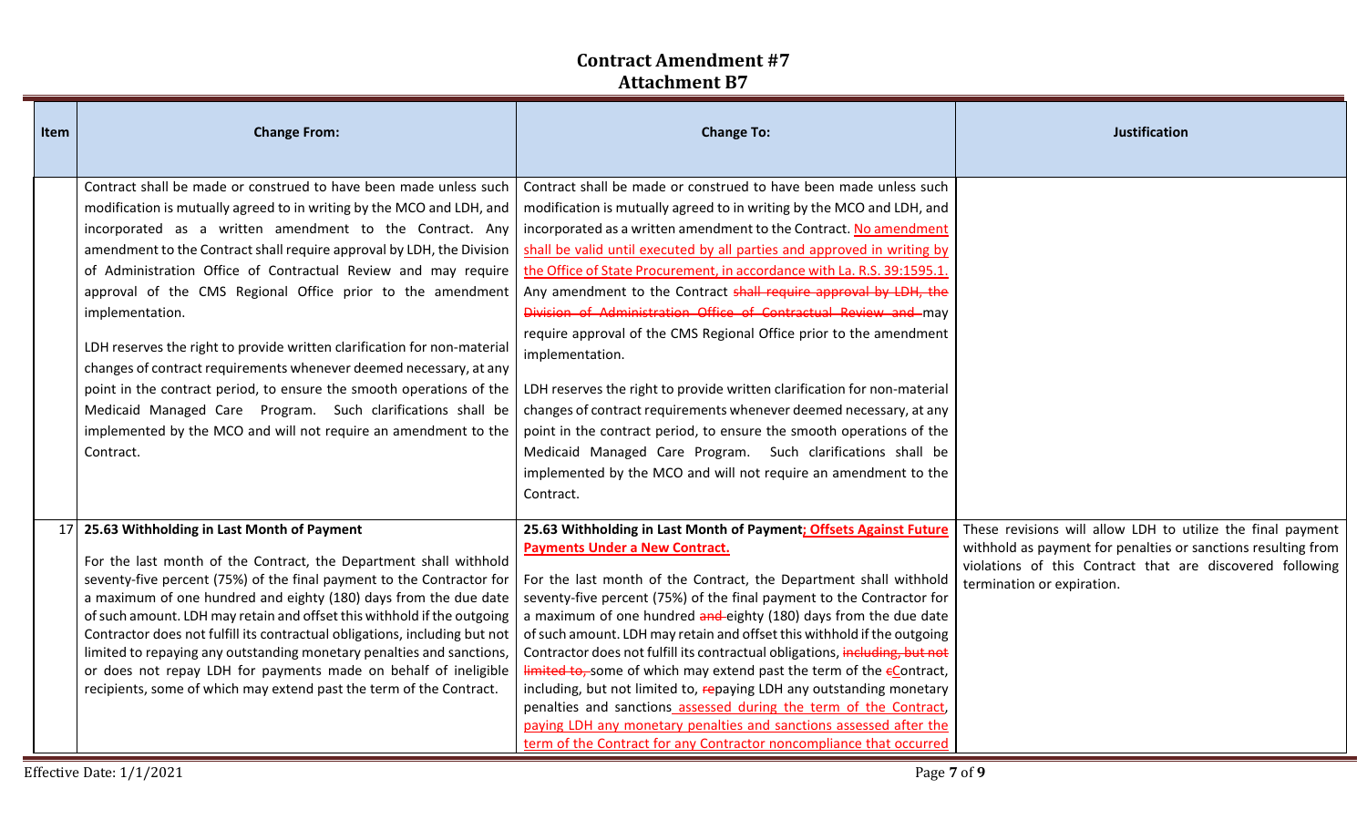# Contract Amendment #7
## Attachment B7

| Item | Change From: | Change To: | Justification |
|---|---|---|---|
| | Contract shall be made or construed to have been made unless such modification is mutually agreed to in writing by the MCO and LDH, and incorporated as a written amendment to the Contract. Any amendment to the Contract shall require approval by LDH, the Division of Administration Office of Contractual Review and may require approval of the CMS Regional Office prior to the amendment implementation.<br><br>LDH reserves the right to provide written clarification for non-material changes of contract requirements whenever deemed necessary, at any point in the contract period, to ensure the smooth operations of the Medicaid Managed Care Program. Such clarifications shall be implemented by the MCO and will not require an amendment to the Contract. | Contract shall be made or construed to have been made unless such modification is mutually agreed to in writing by the MCO and LDH, and incorporated as a written amendment to the Contract. <u>No amendment shall be valid until executed by all parties and approved in writing by the Office of State Procurement, in accordance with La. R.S. 39:1595.1.</u> Any amendment to the Contract ~~shall require approval by LDH, the Division of Administration Office of Contractual Review and~~ may require approval of the CMS Regional Office prior to the amendment implementation.<br><br>LDH reserves the right to provide written clarification for non-material changes of contract requirements whenever deemed necessary, at any point in the contract period, to ensure the smooth operations of the Medicaid Managed Care Program. Such clarifications shall be implemented by the MCO and will not require an amendment to the Contract. | |
| 17 | **25.63 Withholding in Last Month of Payment**<br><br>For the last month of the Contract, the Department shall withhold seventy-five percent (75%) of the final payment to the Contractor for a maximum of one hundred and eighty (180) days from the due date of such amount. LDH may retain and offset this withhold if the outgoing Contractor does not fulfill its contractual obligations, including but not limited to repaying any outstanding monetary penalties and sanctions, or does not repay LDH for payments made on behalf of ineligible recipients, some of which may extend past the term of the Contract. | **25.63 Withholding in Last Month of Payment<u>; Offsets Against Future Payments Under a New Contract.</u>**<br><br>For the last month of the Contract, the Department shall withhold seventy-five percent (75%) of the final payment to the Contractor for a maximum of one hundred ~~and~~ eighty (180) days from the due date of such amount. LDH may retain and offset this withhold if the outgoing Contractor does not fulfill its contractual obligations, ~~including, but not limited to,~~ some of which may extend past the term of the ~~c~~<u>C</u>ontract, including, but not limited to, ~~re~~paying LDH any outstanding monetary penalties and sanctions<u> assessed during the term of the Contract, paying LDH any monetary penalties and sanctions assessed after the term of the Contract for any Contractor noncompliance that occurred</u> | These revisions will allow LDH to utilize the final payment withhold as payment for penalties or sanctions resulting from violations of this Contract that are discovered following termination or expiration. |

Effective Date: 1/1/2021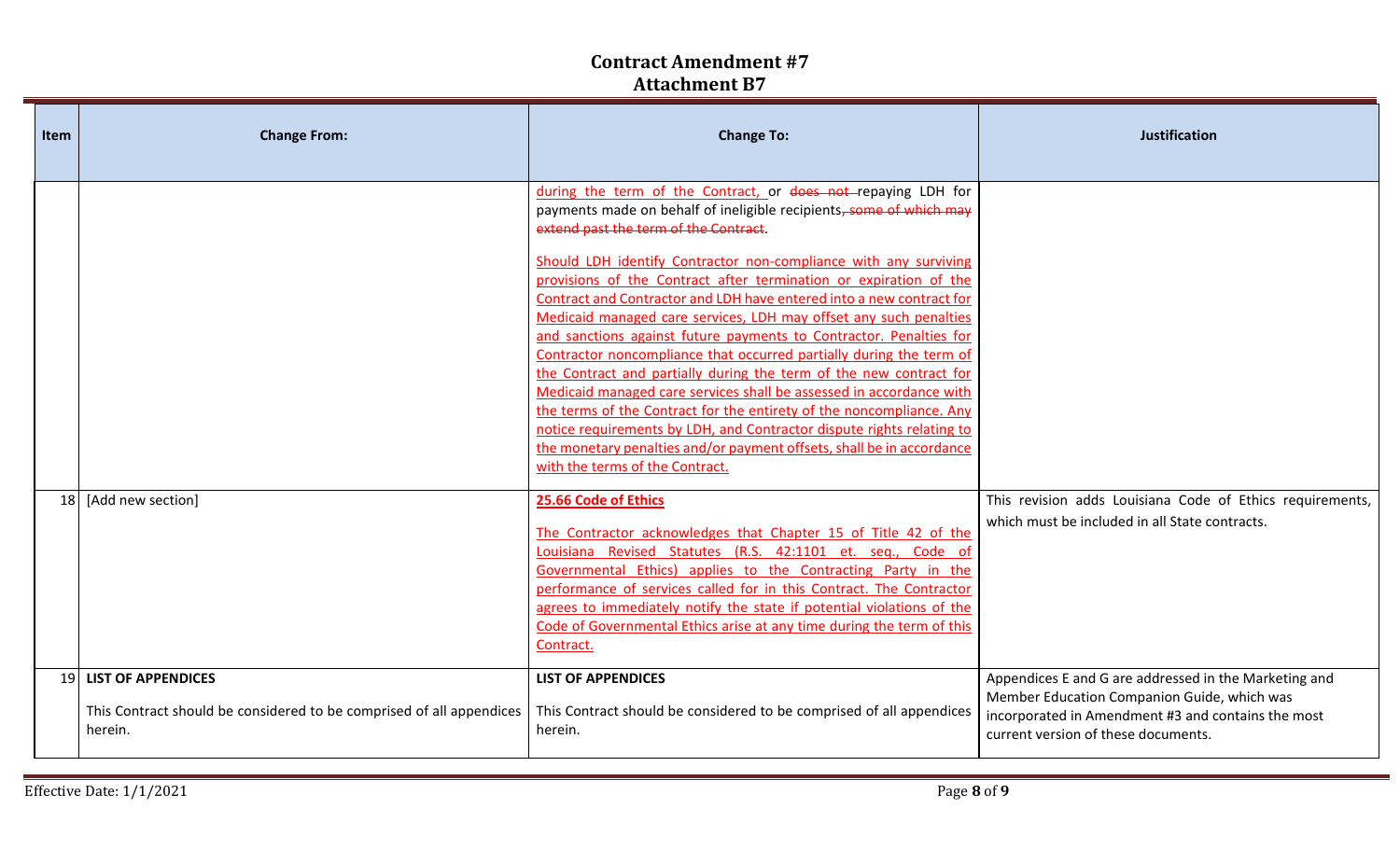# Contract Amendment #7
## Attachment B7

| Item | Change From: | Change To: | Justification |
|---|---|---|---|
| | | during the term of the Contract, or ~~does not~~ repaying LDH for payments made on behalf of ineligible recipients~~, some of which may extend past the term of the Contract~~.<br><br>Should LDH identify Contractor non-compliance with any surviving provisions of the Contract after termination or expiration of the Contract and Contractor and LDH have entered into a new contract for Medicaid managed care services, LDH may offset any such penalties and sanctions against future payments to Contractor. Penalties for Contractor noncompliance that occurred partially during the term of the Contract and partially during the term of the new contract for Medicaid managed care services shall be assessed in accordance with the terms of the Contract for the entirety of the noncompliance. Any notice requirements by LDH, and Contractor dispute rights relating to the monetary penalties and/or payment offsets, shall be in accordance with the terms of the Contract. | |
| 18 | [Add new section] | **25.66 Code of Ethics**<br><br>The Contractor acknowledges that Chapter 15 of Title 42 of the Louisiana Revised Statutes (R.S. 42:1101 et. seq., Code of Governmental Ethics) applies to the Contracting Party in the performance of services called for in this Contract. The Contractor agrees to immediately notify the state if potential violations of the Code of Governmental Ethics arise at any time during the term of this Contract. | This revision adds Louisiana Code of Ethics requirements, which must be included in all State contracts. |
| 19 | **LIST OF APPENDICES**<br><br>This Contract should be considered to be comprised of all appendices herein. | **LIST OF APPENDICES**<br><br>This Contract should be considered to be comprised of all appendices herein. | Appendices E and G are addressed in the Marketing and Member Education Companion Guide, which was incorporated in Amendment #3 and contains the most current version of these documents. |

Effective Date: 1/1/2021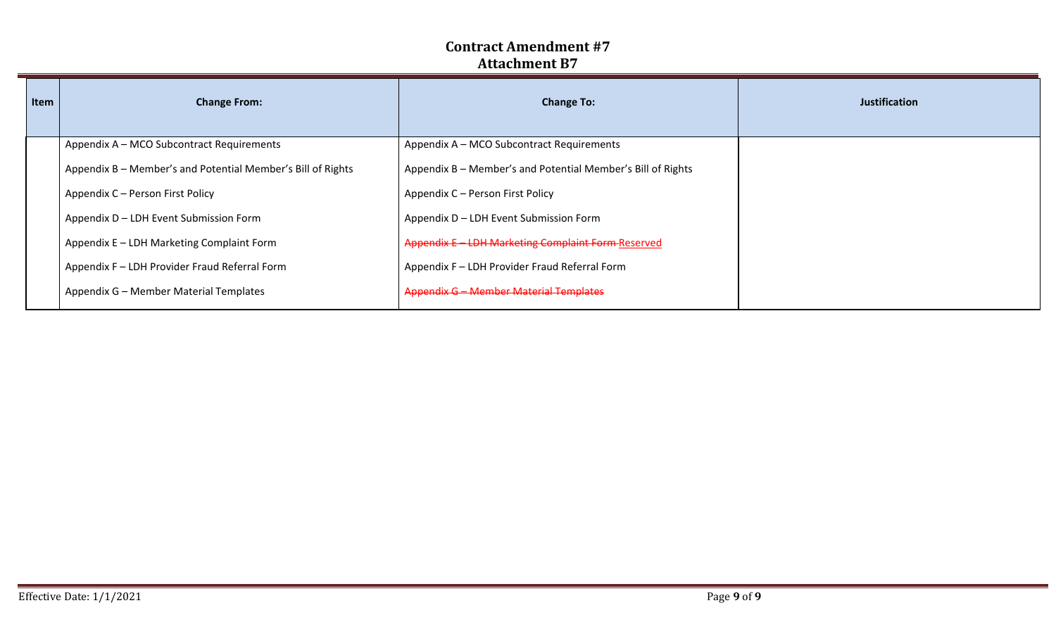# Contract Amendment #7
## Attachment B7

| Item | Change From: | Change To: | Justification |
|---|---|---|---|
| | Appendix A – MCO Subcontract Requirements | Appendix A – MCO Subcontract Requirements | |
| | Appendix B – Member's and Potential Member's Bill of Rights | Appendix B – Member's and Potential Member's Bill of Rights | |
| | Appendix C – Person First Policy | Appendix C – Person First Policy | |
| | Appendix D – LDH Event Submission Form | Appendix D – LDH Event Submission Form | |
| | Appendix E – LDH Marketing Complaint Form | ~~Appendix E – LDH Marketing Complaint Form~~ Reserved | |
| | Appendix F – LDH Provider Fraud Referral Form | Appendix F – LDH Provider Fraud Referral Form | |
| | Appendix G – Member Material Templates | ~~Appendix G – Member Material Templates~~ | |

Effective Date: 1/1/2021